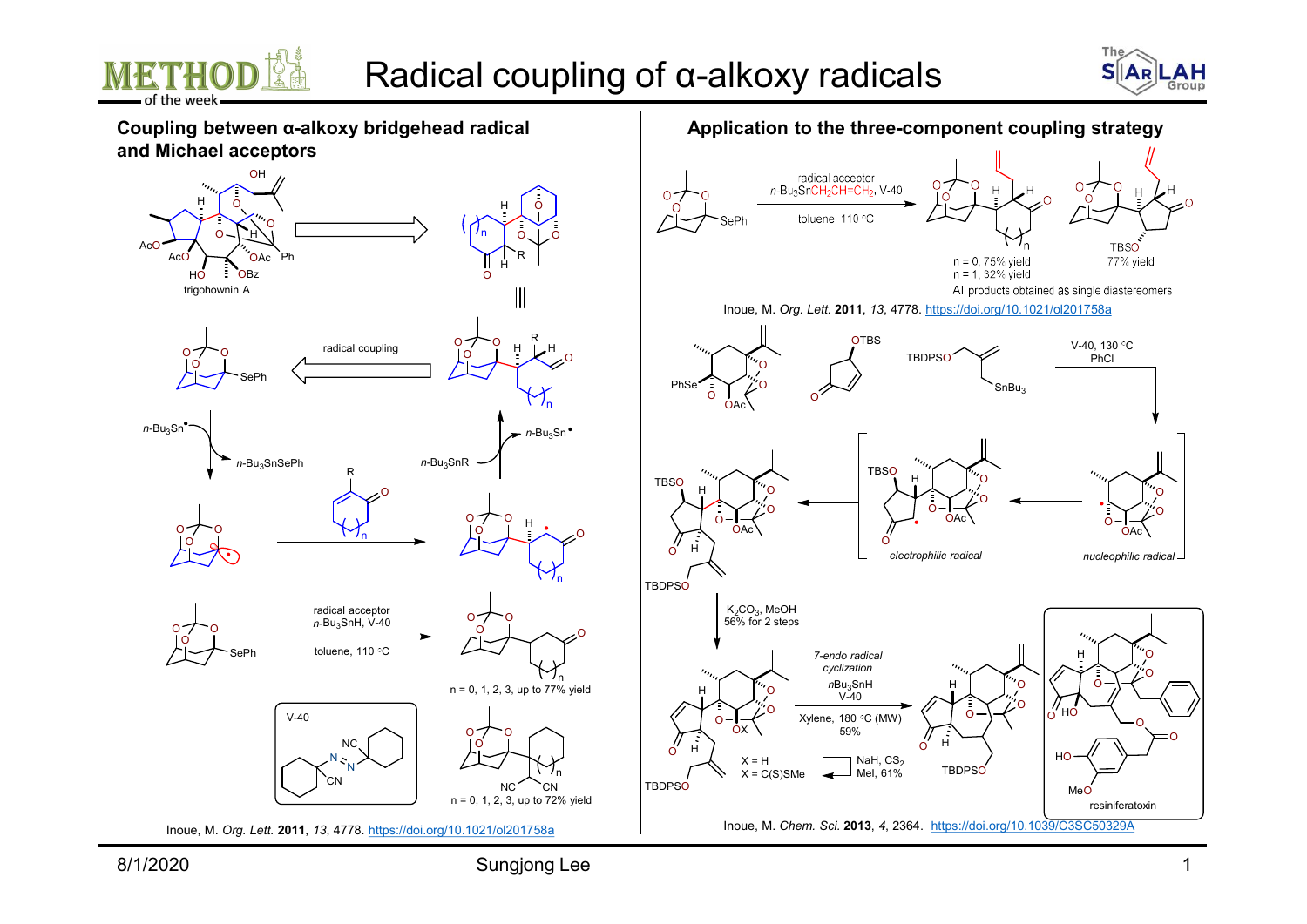# Radical coupling of α-alkoxy radicals

## Coupling between α-alkoxy bridgehead radical and Michael acceptors

trigohownin A

radical coupling

$n$-$Bu_3Sn^\bullet$

$n$-$Bu_3SnSePh$

$n$-$Bu_3SnR$

$n$-$Bu_3Sn^\bullet$

radical acceptor
$n$-$Bu_3SnH$, V-40

toluene, 110 °C

n = 0, 1, 2, 3, up to 77% yield

V-40

n = 0, 1, 2, 3, up to 72% yield

Inoue, M. *Org. Lett.* **2011**, *13*, 4778. https://doi.org/10.1021/ol201758a

## Application to the three-component coupling strategy

radical acceptor
$n$-$Bu_3SnCH_2CH{=}CH_2$, V-40

toluene, 110 °C

n = 0, 75% yield
n = 1, 32% yield

77% yield

All products obtained as single diastereomers

Inoue, M. *Org. Lett.* **2011**, *13*, 4778. https://doi.org/10.1021/ol201758a

V-40, 130 °C
PhCl

electrophilic radical

nucleophilic radical

$K_2CO_3$, MeOH
56% for 2 steps

X = H
X = C(S)SMe

NaH, $CS_2$
MeI, 61%

*7-endo radical cyclization*

$n$$Bu_3SnH$
V-40

Xylene, 180 °C (MW)
59%

resiniferatoxin

Inoue, M. *Chem. Sci.* **2013**, *4*, 2364. https://doi.org/10.1039/C3SC50329A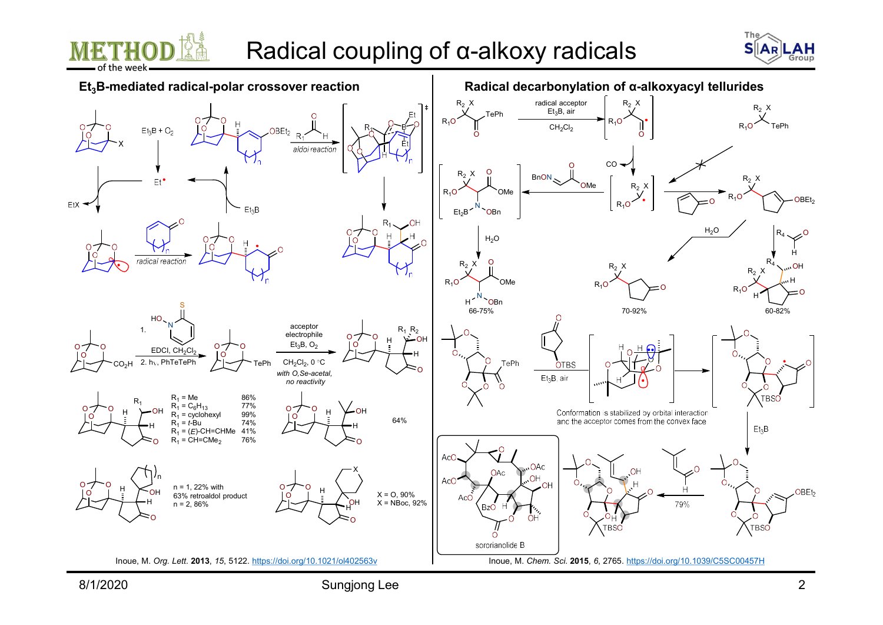# Radical coupling of α-alkoxy radicals

## $Et_3B$-mediated radical-polar crossover reaction

$Et_3B + O_2$

Et•

EtX

$Et_3B$

radical reaction

aldol reaction

1. HO–N (pyridine-2-thione), EDCI, $CH_2Cl_2$
2. hν, PhTeTePh

acceptor electrophile
$Et_3B$, $O_2$
$CH_2Cl_2$, 0 °C
*with O,Se-acetal, no reactivity*

| $R_1$ | Yield |
|---|---|
| $R_1$ = Me | 86% |
| $R_1$ = $C_6H_{13}$ | 77% |
| $R_1$ = cyclohexyl | 99% |
| $R_1$ = t-Bu | 74% |
| $R_1$ = (E)-CH=CHMe | 41% |
| $R_1$ = CH=CM$e_2$ | 76% |

64%

n = 1, 22% with 63% retroaldol product
n = 2, 86%

X = O, 90%
X = NBoc, 92%

Inoue, M. *Org. Lett.* **2013**, *15*, 5122. https://doi.org/10.1021/ol402563v

## Radical decarbonylation of α-alkoxyacyl tellurides

radical acceptor
$Et_3B$, air
$CH_2Cl_2$

CO

BnON=CHCO$_2$Me

$H_2O$

66-75%

70-92%

60-82%

$Et_3B$, air

OTBS

Conformation is stabilized by orbital interaction and the acceptor comes from the convex face

$Et_3B$

79%

sororianolide B

Inoue, M. *Chem. Sci.* **2015**, *6*, 2765. https://doi.org/10.1039/C5SC00457H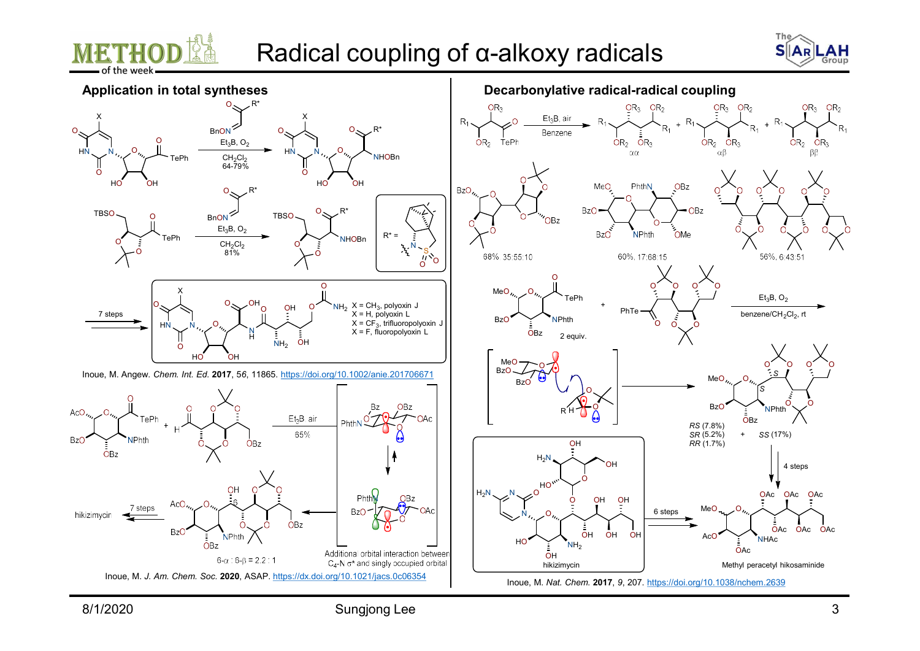# Radical coupling of α-alkoxy radicals

## Application in total syntheses

BnON, $Et_3B$, $O_2$, $CH_2Cl_2$, 64-79%

BnON, $Et_3B$, $O_2$, $CH_2Cl_2$, 81%

R* =

7 steps

X = $CH_3$, polyoxin J
X = H, polyoxin L
X = $CF_3$, trifluoropolyoxin J
X = F, fluoropolyoxin L

Inoue, M. Angew. *Chem. Int. Ed.* **2017**, *56*, 11865. https://doi.org/10.1002/anie.201706671

$Et_3B$, air
65%

Additional orbital interaction between $C_4$-N σ* and singly occupied orbital

6-α : 6-β = 2.2 : 1

hikizimycin ⟸ 7 steps

Inoue, M. *J. Am. Chem. Soc.* **2020**, ASAP. https://dx.doi.org/10.1021/jacs.0c06354

## Decarbonylative radical-radical coupling

$Et_3B$, air
Benzene

αα + αβ + ββ

68% 35:55:10

60%, 17:68:15

56%, 6:43:51

2 equiv.

$Et_3B$, $O_2$
benzene/$CH_2Cl_2$, rt

*RS* (7.8%)
*SR* (5.2%)
*RR* (1.7%)
\+ *SS* (17%)

4 steps

hikizimycin

6 steps

Methyl peracetyl hikosaminide

Inoue, M. *Nat. Chem.* **2017**, *9*, 207. https://doi.org/10.1038/nchem.2639

8/1/2020 Sungjong Lee